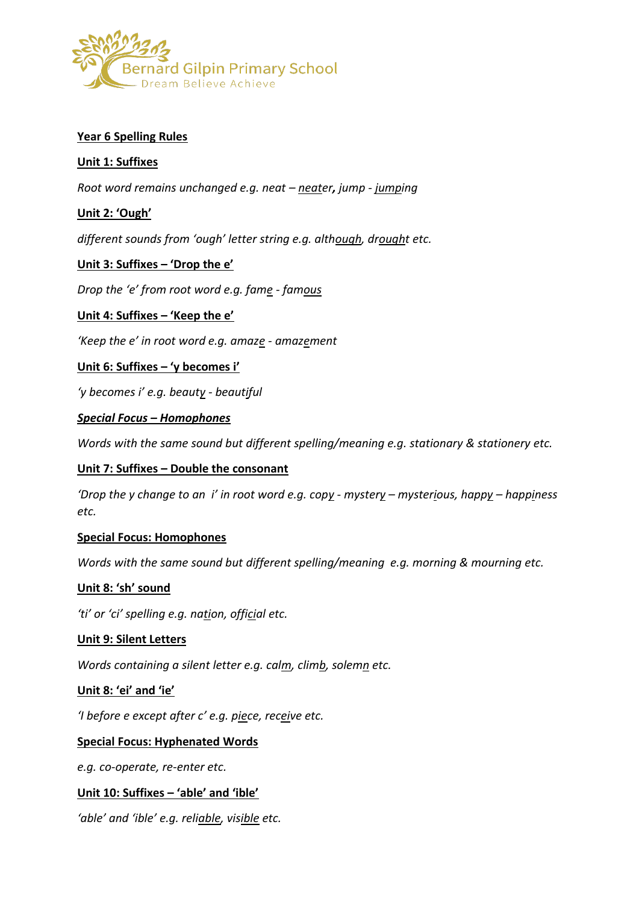Bernard Gilpin Primary School
Dream Believe Achieve

## Year 6 Spelling Rules

### Unit 1: Suffixes

*Root word remains unchanged e.g. neat – neater, jump - jumping*

### Unit 2: 'Ough'

*different sounds from 'ough' letter string e.g. although, drought etc.*

### Unit 3: Suffixes – 'Drop the e'

*Drop the 'e' from root word e.g. fame - famous*

### Unit 4: Suffixes – 'Keep the e'

*'Keep the e' in root word e.g. amaze - amazement*

### Unit 6: Suffixes – 'y becomes i'

*'y becomes i' e.g. beauty - beautiful*

### *Special Focus – Homophones*

*Words with the same sound but different spelling/meaning e.g. stationary & stationery etc.*

### Unit 7: Suffixes – Double the consonant

*'Drop the y change to an i' in root word e.g. copy - mystery – mysterious, happy – happiness etc.*

### Special Focus: Homophones

*Words with the same sound but different spelling/meaning e.g. morning & mourning etc.*

### Unit 8: 'sh' sound

*'ti' or 'ci' spelling e.g. nation, official etc.*

### Unit 9: Silent Letters

*Words containing a silent letter e.g. calm, climb, solemn etc.*

### Unit 8: 'ei' and 'ie'

*'I before e except after c' e.g. piece, receive etc.*

### Special Focus: Hyphenated Words

*e.g. co-operate, re-enter etc.*

### Unit 10: Suffixes – 'able' and 'ible'

*'able' and 'ible' e.g. reliable, visible etc.*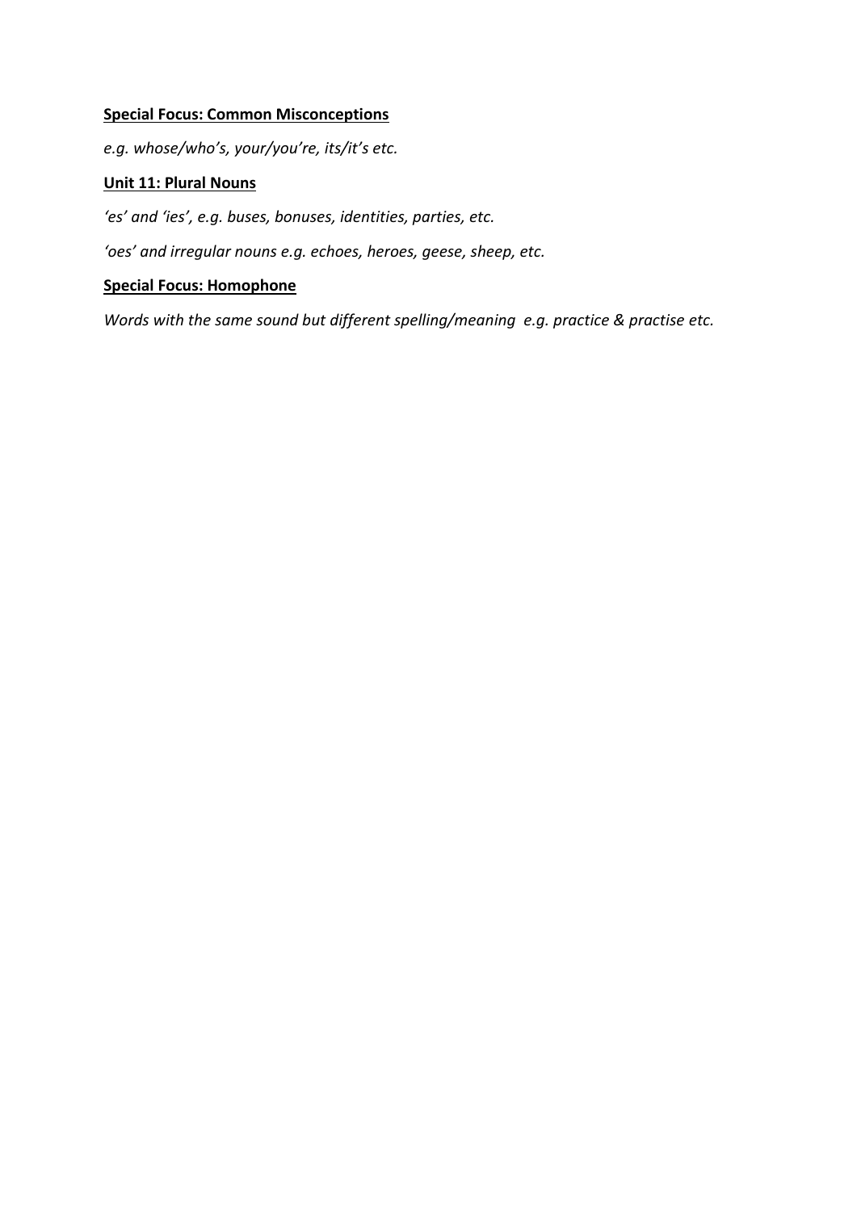**<u>Special Focus: Common Misconceptions</u>**

*e.g. whose/who's, your/you're, its/it's etc.*

**<u>Unit 11: Plural Nouns</u>**

*'es' and 'ies', e.g. buses, bonuses, identities, parties, etc.*

*'oes' and irregular nouns e.g. echoes, heroes, geese, sheep, etc.*

**<u>Special Focus: Homophone</u>**

*Words with the same sound but different spelling/meaning e.g. practice & practise etc.*